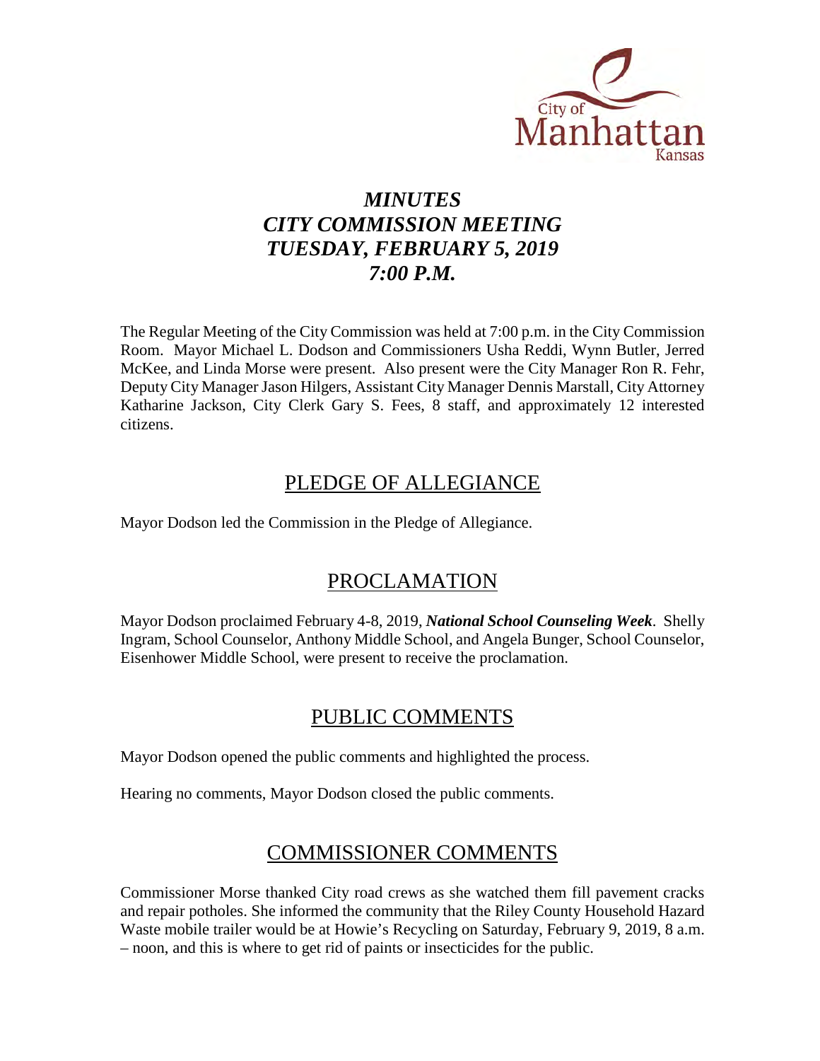City of Manhattan Kansas

# *MINUTES*
# *CITY COMMISSION MEETING*
# *TUESDAY, FEBRUARY 5, 2019*
# *7:00 P.M.*

The Regular Meeting of the City Commission was held at 7:00 p.m. in the City Commission Room. Mayor Michael L. Dodson and Commissioners Usha Reddi, Wynn Butler, Jerred McKee, and Linda Morse were present. Also present were the City Manager Ron R. Fehr, Deputy City Manager Jason Hilgers, Assistant City Manager Dennis Marstall, City Attorney Katharine Jackson, City Clerk Gary S. Fees, 8 staff, and approximately 12 interested citizens.

## PLEDGE OF ALLEGIANCE

Mayor Dodson led the Commission in the Pledge of Allegiance.

## PROCLAMATION

Mayor Dodson proclaimed February 4-8, 2019, ***National School Counseling Week***. Shelly Ingram, School Counselor, Anthony Middle School, and Angela Bunger, School Counselor, Eisenhower Middle School, were present to receive the proclamation.

## PUBLIC COMMENTS

Mayor Dodson opened the public comments and highlighted the process.

Hearing no comments, Mayor Dodson closed the public comments.

## COMMISSIONER COMMENTS

Commissioner Morse thanked City road crews as she watched them fill pavement cracks and repair potholes. She informed the community that the Riley County Household Hazard Waste mobile trailer would be at Howie's Recycling on Saturday, February 9, 2019, 8 a.m. – noon, and this is where to get rid of paints or insecticides for the public.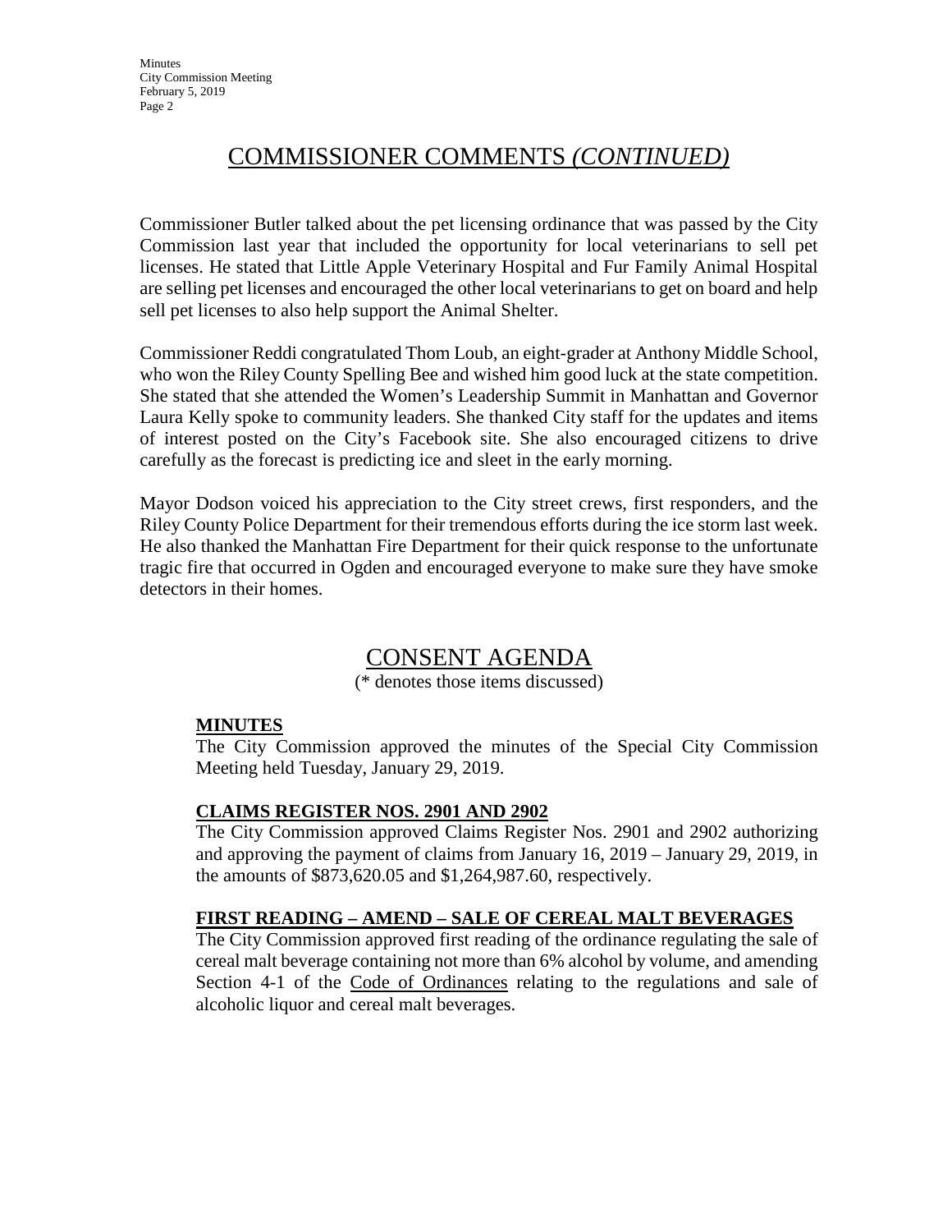# COMMISSIONER COMMENTS *(CONTINUED)*

Commissioner Butler talked about the pet licensing ordinance that was passed by the City Commission last year that included the opportunity for local veterinarians to sell pet licenses. He stated that Little Apple Veterinary Hospital and Fur Family Animal Hospital are selling pet licenses and encouraged the other local veterinarians to get on board and help sell pet licenses to also help support the Animal Shelter.

Commissioner Reddi congratulated Thom Loub, an eight-grader at Anthony Middle School, who won the Riley County Spelling Bee and wished him good luck at the state competition. She stated that she attended the Women's Leadership Summit in Manhattan and Governor Laura Kelly spoke to community leaders. She thanked City staff for the updates and items of interest posted on the City's Facebook site. She also encouraged citizens to drive carefully as the forecast is predicting ice and sleet in the early morning.

Mayor Dodson voiced his appreciation to the City street crews, first responders, and the Riley County Police Department for their tremendous efforts during the ice storm last week. He also thanked the Manhattan Fire Department for their quick response to the unfortunate tragic fire that occurred in Ogden and encouraged everyone to make sure they have smoke detectors in their homes.

# CONSENT AGENDA

(* denotes those items discussed)

**MINUTES**

The City Commission approved the minutes of the Special City Commission Meeting held Tuesday, January 29, 2019.

**CLAIMS REGISTER NOS. 2901 AND 2902**

The City Commission approved Claims Register Nos. 2901 and 2902 authorizing and approving the payment of claims from January 16, 2019 – January 29, 2019, in the amounts of $873,620.05 and $1,264,987.60, respectively.

**FIRST READING – AMEND – SALE OF CEREAL MALT BEVERAGES**

The City Commission approved first reading of the ordinance regulating the sale of cereal malt beverage containing not more than 6% alcohol by volume, and amending Section 4-1 of the Code of Ordinances relating to the regulations and sale of alcoholic liquor and cereal malt beverages.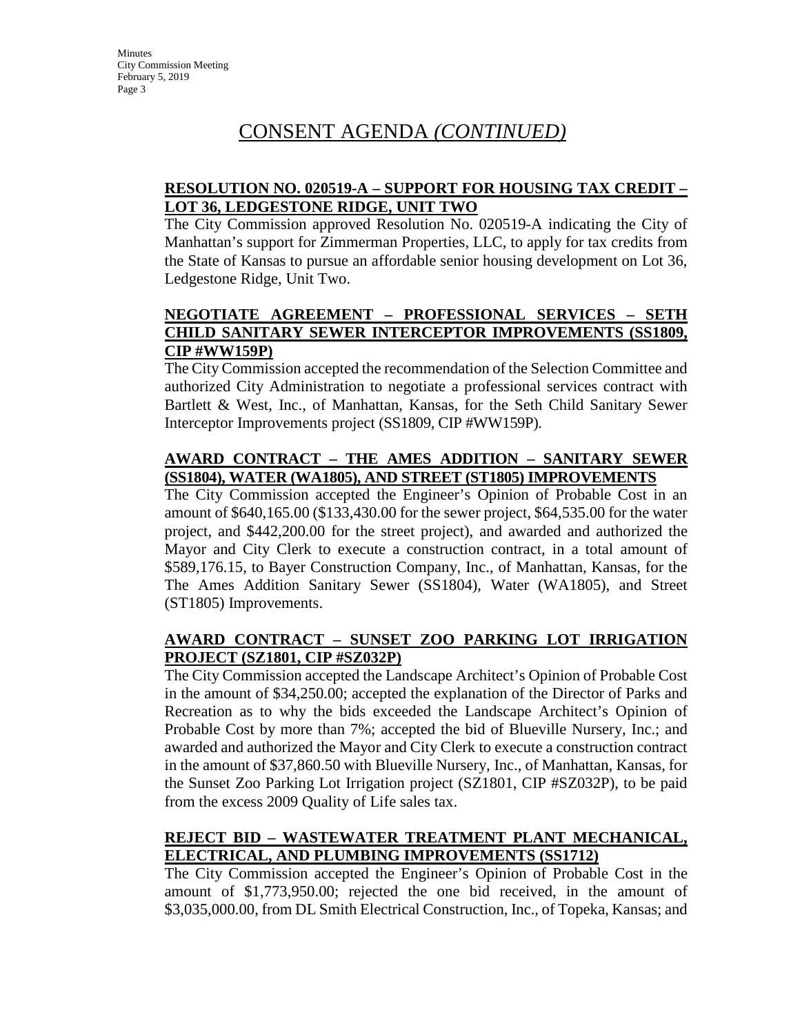# CONSENT AGENDA *(CONTINUED)*

**RESOLUTION NO. 020519-A – SUPPORT FOR HOUSING TAX CREDIT – LOT 36, LEDGESTONE RIDGE, UNIT TWO**

The City Commission approved Resolution No. 020519-A indicating the City of Manhattan's support for Zimmerman Properties, LLC, to apply for tax credits from the State of Kansas to pursue an affordable senior housing development on Lot 36, Ledgestone Ridge, Unit Two.

**NEGOTIATE AGREEMENT – PROFESSIONAL SERVICES – SETH CHILD SANITARY SEWER INTERCEPTOR IMPROVEMENTS (SS1809, CIP #WW159P)**

The City Commission accepted the recommendation of the Selection Committee and authorized City Administration to negotiate a professional services contract with Bartlett & West, Inc., of Manhattan, Kansas, for the Seth Child Sanitary Sewer Interceptor Improvements project (SS1809, CIP #WW159P).

**AWARD CONTRACT – THE AMES ADDITION – SANITARY SEWER (SS1804), WATER (WA1805), AND STREET (ST1805) IMPROVEMENTS**

The City Commission accepted the Engineer's Opinion of Probable Cost in an amount of $640,165.00 ($133,430.00 for the sewer project, $64,535.00 for the water project, and $442,200.00 for the street project), and awarded and authorized the Mayor and City Clerk to execute a construction contract, in a total amount of $589,176.15, to Bayer Construction Company, Inc., of Manhattan, Kansas, for the The Ames Addition Sanitary Sewer (SS1804), Water (WA1805), and Street (ST1805) Improvements.

**AWARD CONTRACT – SUNSET ZOO PARKING LOT IRRIGATION PROJECT (SZ1801, CIP #SZ032P)**

The City Commission accepted the Landscape Architect's Opinion of Probable Cost in the amount of $34,250.00; accepted the explanation of the Director of Parks and Recreation as to why the bids exceeded the Landscape Architect's Opinion of Probable Cost by more than 7%; accepted the bid of Blueville Nursery, Inc.; and awarded and authorized the Mayor and City Clerk to execute a construction contract in the amount of $37,860.50 with Blueville Nursery, Inc., of Manhattan, Kansas, for the Sunset Zoo Parking Lot Irrigation project (SZ1801, CIP #SZ032P), to be paid from the excess 2009 Quality of Life sales tax.

**REJECT BID – WASTEWATER TREATMENT PLANT MECHANICAL, ELECTRICAL, AND PLUMBING IMPROVEMENTS (SS1712)**

The City Commission accepted the Engineer's Opinion of Probable Cost in the amount of $1,773,950.00; rejected the one bid received, in the amount of $3,035,000.00, from DL Smith Electrical Construction, Inc., of Topeka, Kansas; and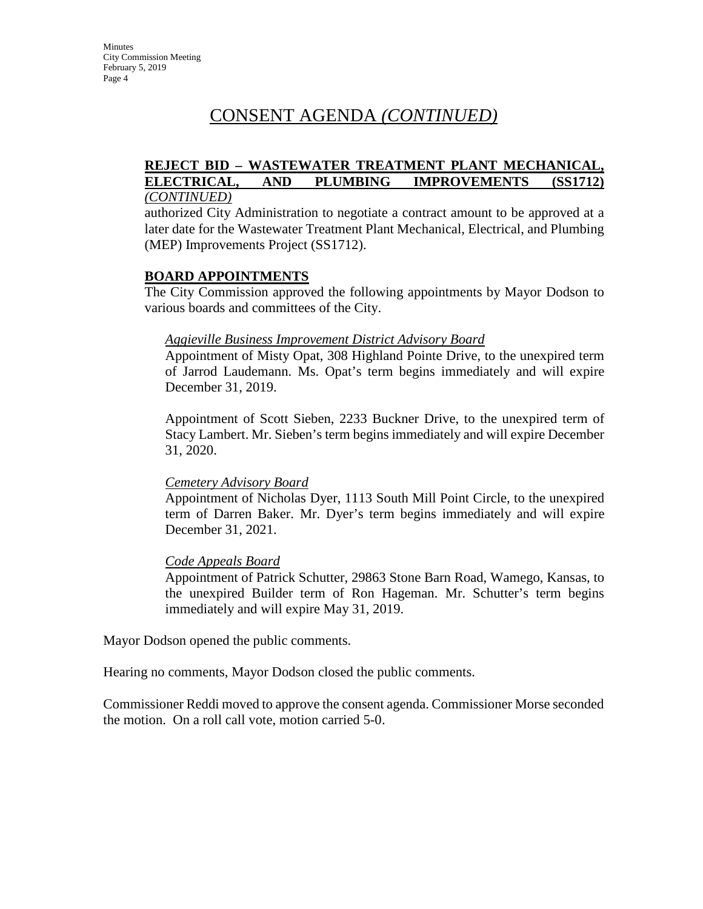# CONSENT AGENDA *(CONTINUED)*

**REJECT BID – WASTEWATER TREATMENT PLANT MECHANICAL, ELECTRICAL, AND PLUMBING IMPROVEMENTS (SS1712)** *(CONTINUED)*

authorized City Administration to negotiate a contract amount to be approved at a later date for the Wastewater Treatment Plant Mechanical, Electrical, and Plumbing (MEP) Improvements Project (SS1712).

**BOARD APPOINTMENTS**

The City Commission approved the following appointments by Mayor Dodson to various boards and committees of the City.

*Aggieville Business Improvement District Advisory Board*

Appointment of Misty Opat, 308 Highland Pointe Drive, to the unexpired term of Jarrod Laudemann. Ms. Opat's term begins immediately and will expire December 31, 2019.

Appointment of Scott Sieben, 2233 Buckner Drive, to the unexpired term of Stacy Lambert. Mr. Sieben's term begins immediately and will expire December 31, 2020.

*Cemetery Advisory Board*

Appointment of Nicholas Dyer, 1113 South Mill Point Circle, to the unexpired term of Darren Baker. Mr. Dyer's term begins immediately and will expire December 31, 2021.

*Code Appeals Board*

Appointment of Patrick Schutter, 29863 Stone Barn Road, Wamego, Kansas, to the unexpired Builder term of Ron Hageman. Mr. Schutter's term begins immediately and will expire May 31, 2019.

Mayor Dodson opened the public comments.

Hearing no comments, Mayor Dodson closed the public comments.

Commissioner Reddi moved to approve the consent agenda. Commissioner Morse seconded the motion. On a roll call vote, motion carried 5-0.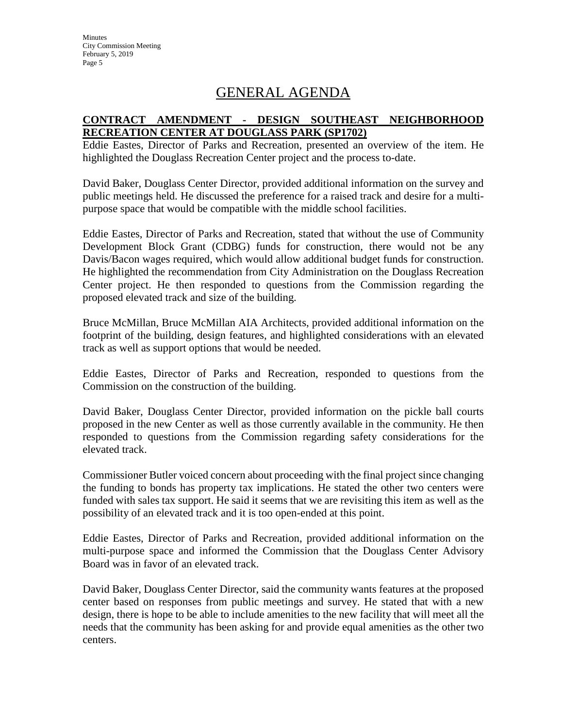# GENERAL AGENDA

**CONTRACT AMENDMENT - DESIGN SOUTHEAST NEIGHBORHOOD RECREATION CENTER AT DOUGLASS PARK (SP1702)**

Eddie Eastes, Director of Parks and Recreation, presented an overview of the item. He highlighted the Douglass Recreation Center project and the process to-date.

David Baker, Douglass Center Director, provided additional information on the survey and public meetings held. He discussed the preference for a raised track and desire for a multi-purpose space that would be compatible with the middle school facilities.

Eddie Eastes, Director of Parks and Recreation, stated that without the use of Community Development Block Grant (CDBG) funds for construction, there would not be any Davis/Bacon wages required, which would allow additional budget funds for construction. He highlighted the recommendation from City Administration on the Douglass Recreation Center project. He then responded to questions from the Commission regarding the proposed elevated track and size of the building.

Bruce McMillan, Bruce McMillan AIA Architects, provided additional information on the footprint of the building, design features, and highlighted considerations with an elevated track as well as support options that would be needed.

Eddie Eastes, Director of Parks and Recreation, responded to questions from the Commission on the construction of the building.

David Baker, Douglass Center Director, provided information on the pickle ball courts proposed in the new Center as well as those currently available in the community. He then responded to questions from the Commission regarding safety considerations for the elevated track.

Commissioner Butler voiced concern about proceeding with the final project since changing the funding to bonds has property tax implications. He stated the other two centers were funded with sales tax support. He said it seems that we are revisiting this item as well as the possibility of an elevated track and it is too open-ended at this point.

Eddie Eastes, Director of Parks and Recreation, provided additional information on the multi-purpose space and informed the Commission that the Douglass Center Advisory Board was in favor of an elevated track.

David Baker, Douglass Center Director, said the community wants features at the proposed center based on responses from public meetings and survey. He stated that with a new design, there is hope to be able to include amenities to the new facility that will meet all the needs that the community has been asking for and provide equal amenities as the other two centers.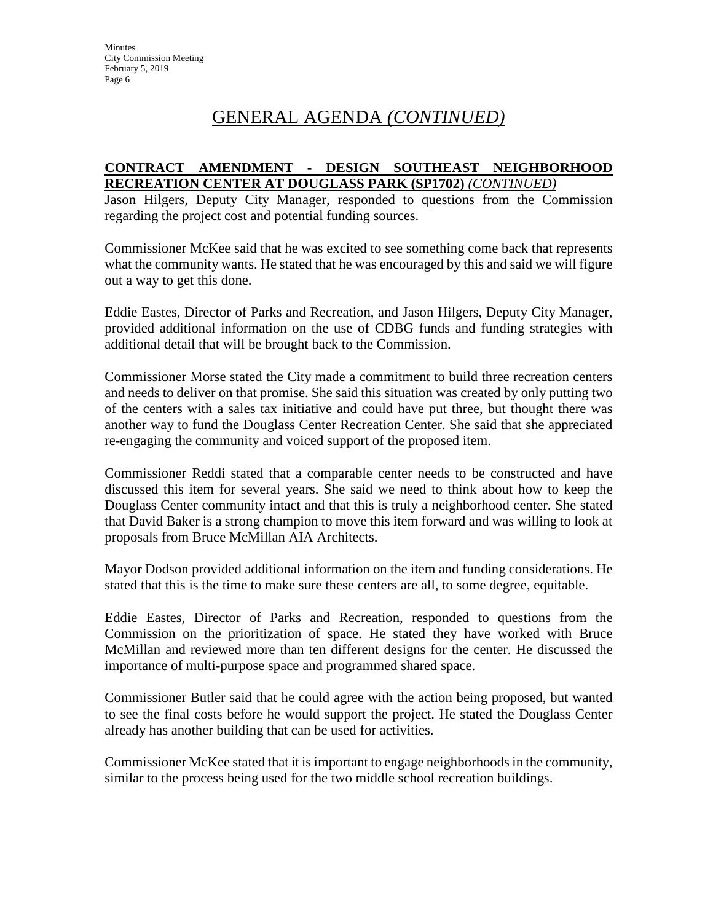# GENERAL AGENDA *(CONTINUED)*

**CONTRACT AMENDMENT - DESIGN SOUTHEAST NEIGHBORHOOD RECREATION CENTER AT DOUGLASS PARK (SP1702)** *(CONTINUED)*

Jason Hilgers, Deputy City Manager, responded to questions from the Commission regarding the project cost and potential funding sources.

Commissioner McKee said that he was excited to see something come back that represents what the community wants. He stated that he was encouraged by this and said we will figure out a way to get this done.

Eddie Eastes, Director of Parks and Recreation, and Jason Hilgers, Deputy City Manager, provided additional information on the use of CDBG funds and funding strategies with additional detail that will be brought back to the Commission.

Commissioner Morse stated the City made a commitment to build three recreation centers and needs to deliver on that promise. She said this situation was created by only putting two of the centers with a sales tax initiative and could have put three, but thought there was another way to fund the Douglass Center Recreation Center. She said that she appreciated re-engaging the community and voiced support of the proposed item.

Commissioner Reddi stated that a comparable center needs to be constructed and have discussed this item for several years. She said we need to think about how to keep the Douglass Center community intact and that this is truly a neighborhood center. She stated that David Baker is a strong champion to move this item forward and was willing to look at proposals from Bruce McMillan AIA Architects.

Mayor Dodson provided additional information on the item and funding considerations. He stated that this is the time to make sure these centers are all, to some degree, equitable.

Eddie Eastes, Director of Parks and Recreation, responded to questions from the Commission on the prioritization of space. He stated they have worked with Bruce McMillan and reviewed more than ten different designs for the center. He discussed the importance of multi-purpose space and programmed shared space.

Commissioner Butler said that he could agree with the action being proposed, but wanted to see the final costs before he would support the project. He stated the Douglass Center already has another building that can be used for activities.

Commissioner McKee stated that it is important to engage neighborhoods in the community, similar to the process being used for the two middle school recreation buildings.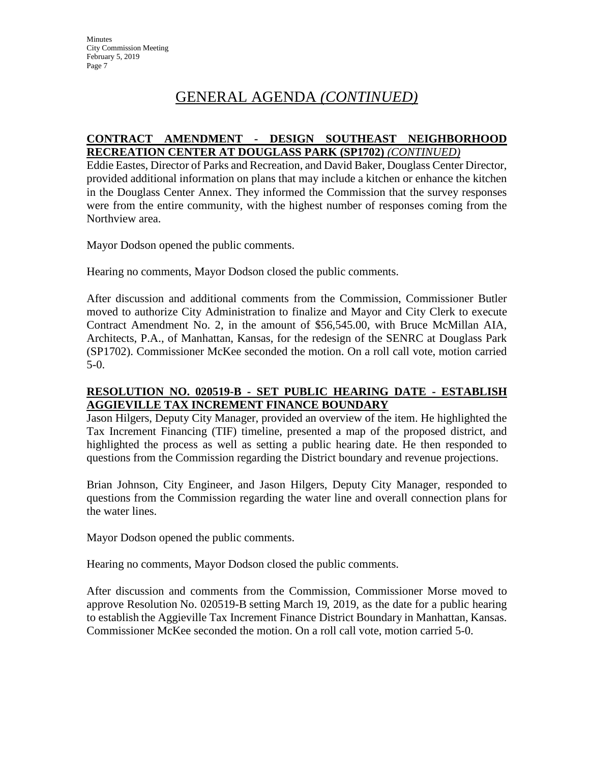# GENERAL AGENDA *(CONTINUED)*

**CONTRACT AMENDMENT - DESIGN SOUTHEAST NEIGHBORHOOD RECREATION CENTER AT DOUGLASS PARK (SP1702)** *(CONTINUED)*

Eddie Eastes, Director of Parks and Recreation, and David Baker, Douglass Center Director, provided additional information on plans that may include a kitchen or enhance the kitchen in the Douglass Center Annex. They informed the Commission that the survey responses were from the entire community, with the highest number of responses coming from the Northview area.

Mayor Dodson opened the public comments.

Hearing no comments, Mayor Dodson closed the public comments.

After discussion and additional comments from the Commission, Commissioner Butler moved to authorize City Administration to finalize and Mayor and City Clerk to execute Contract Amendment No. 2, in the amount of $56,545.00, with Bruce McMillan AIA, Architects, P.A., of Manhattan, Kansas, for the redesign of the SENRC at Douglass Park (SP1702). Commissioner McKee seconded the motion. On a roll call vote, motion carried 5-0.

**RESOLUTION NO. 020519-B - SET PUBLIC HEARING DATE - ESTABLISH AGGIEVILLE TAX INCREMENT FINANCE BOUNDARY**

Jason Hilgers, Deputy City Manager, provided an overview of the item. He highlighted the Tax Increment Financing (TIF) timeline, presented a map of the proposed district, and highlighted the process as well as setting a public hearing date. He then responded to questions from the Commission regarding the District boundary and revenue projections.

Brian Johnson, City Engineer, and Jason Hilgers, Deputy City Manager, responded to questions from the Commission regarding the water line and overall connection plans for the water lines.

Mayor Dodson opened the public comments.

Hearing no comments, Mayor Dodson closed the public comments.

After discussion and comments from the Commission, Commissioner Morse moved to approve Resolution No. 020519-B setting March 19, 2019, as the date for a public hearing to establish the Aggieville Tax Increment Finance District Boundary in Manhattan, Kansas. Commissioner McKee seconded the motion. On a roll call vote, motion carried 5-0.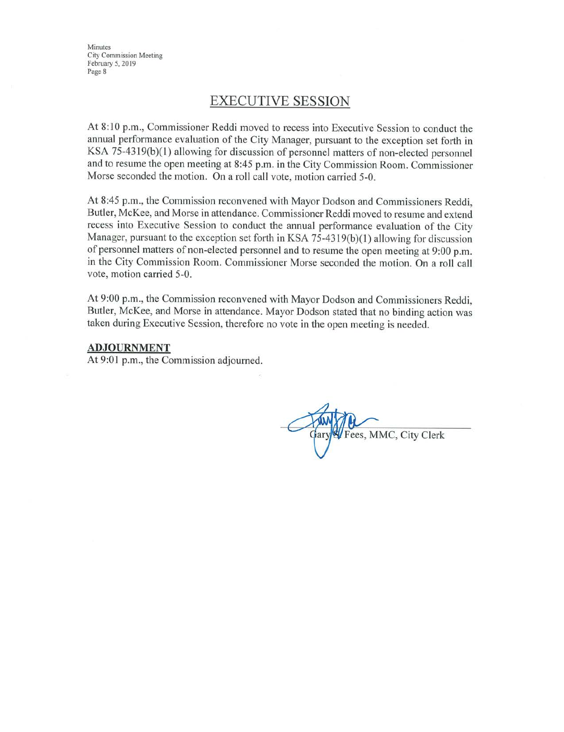## EXECUTIVE SESSION

At 8:10 p.m., Commissioner Reddi moved to recess into Executive Session to conduct the annual performance evaluation of the City Manager, pursuant to the exception set forth in KSA 75-4319(b)(1) allowing for discussion of personnel matters of non-elected personnel and to resume the open meeting at 8:45 p.m. in the City Commission Room. Commissioner Morse seconded the motion. On a roll call vote, motion carried 5-0.

At 8:45 p.m., the Commission reconvened with Mayor Dodson and Commissioners Reddi, Butler, McKee, and Morse in attendance. Commissioner Reddi moved to resume and extend recess into Executive Session to conduct the annual performance evaluation of the City Manager, pursuant to the exception set forth in KSA 75-4319(b)(1) allowing for discussion of personnel matters of non-elected personnel and to resume the open meeting at 9:00 p.m. in the City Commission Room. Commissioner Morse seconded the motion. On a roll call vote, motion carried 5-0.

At 9:00 p.m., the Commission reconvened with Mayor Dodson and Commissioners Reddi, Butler, McKee, and Morse in attendance. Mayor Dodson stated that no binding action was taken during Executive Session, therefore no vote in the open meeting is needed.

**ADJOURNMENT**

At 9:01 p.m., the Commission adjourned.

Gary S. Fees, MMC, City Clerk